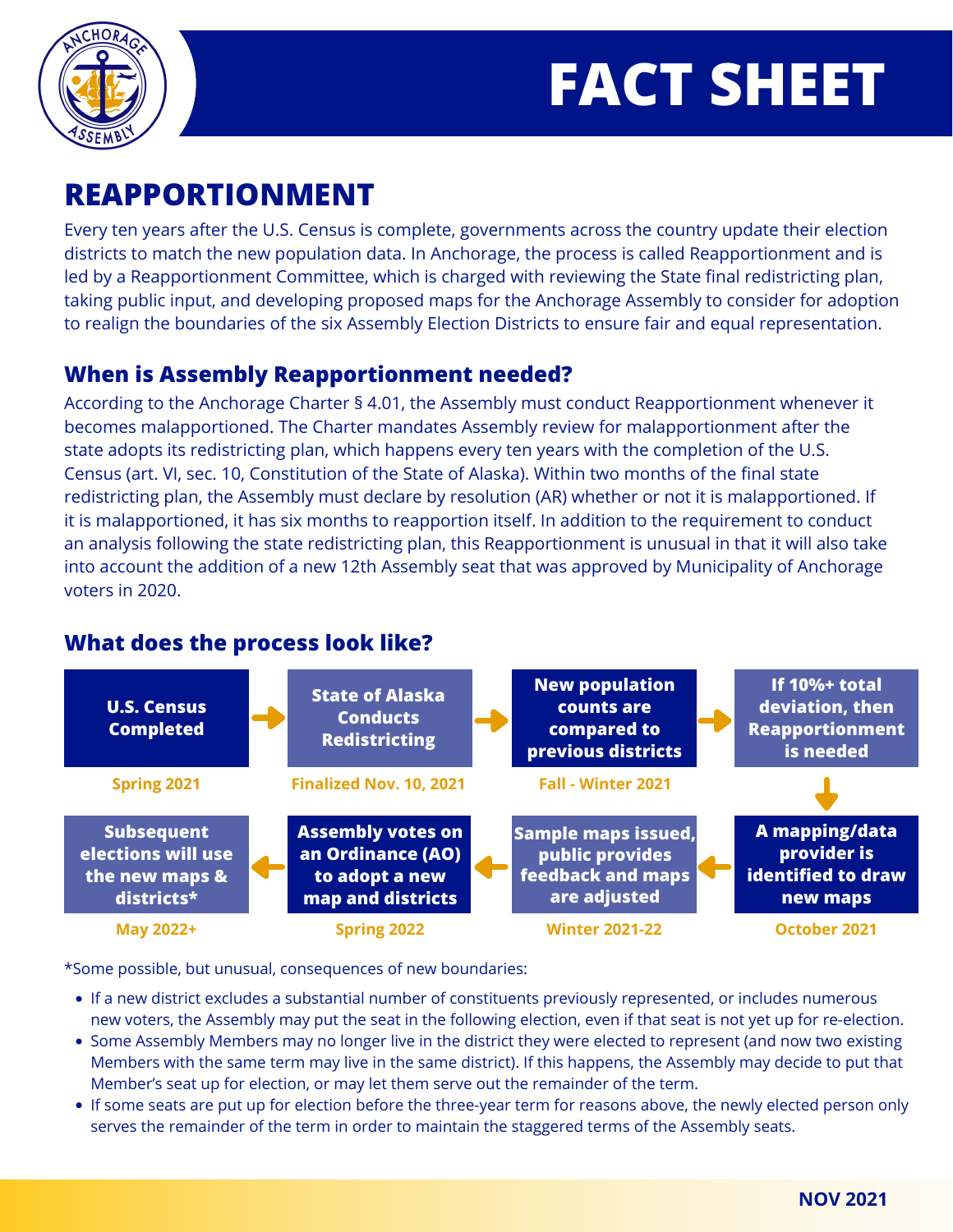# FACT SHEET

## REAPPORTIONMENT

Every ten years after the U.S. Census is complete, governments across the country update their election districts to match the new population data. In Anchorage, the process is called Reapportionment and is led by a Reapportionment Committee, which is charged with reviewing the State final redistricting plan, taking public input, and developing proposed maps for the Anchorage Assembly to consider for adoption to realign the boundaries of the six Assembly Election Districts to ensure fair and equal representation.

### When is Assembly Reapportionment needed?

According to the Anchorage Charter § 4.01, the Assembly must conduct Reapportionment whenever it becomes malapportioned. The Charter mandates Assembly review for malapportionment after the state adopts its redistricting plan, which happens every ten years with the completion of the U.S. Census (art. VI, sec. 10, Constitution of the State of Alaska). Within two months of the final state redistricting plan, the Assembly must declare by resolution (AR) whether or not it is malapportioned. If it is malapportioned, it has six months to reapportion itself. In addition to the requirement to conduct an analysis following the state redistricting plan, this Reapportionment is unusual in that it will also take into account the addition of a new 12th Assembly seat that was approved by Municipality of Anchorage voters in 2020.

### What does the process look like?

1. **U.S. Census Completed** — Spring 2021
2. **State of Alaska Conducts Redistricting** — Finalized Nov. 10, 2021
3. **New population counts are compared to previous districts** — Fall - Winter 2021
4. **If 10%+ total deviation, then Reapportionment is needed**
5. **A mapping/data provider is identified to draw new maps** — October 2021
6. **Sample maps issued, public provides feedback and maps are adjusted** — Winter 2021-22
7. **Assembly votes on an Ordinance (AO) to adopt a new map and districts** — Spring 2022
8. **Subsequent elections will use the new maps & districts*** — May 2022+

*Some possible, but unusual, consequences of new boundaries:

- If a new district excludes a substantial number of constituents previously represented, or includes numerous new voters, the Assembly may put the seat in the following election, even if that seat is not yet up for re-election.
- Some Assembly Members may no longer live in the district they were elected to represent (and now two existing Members with the same term may live in the same district). If this happens, the Assembly may decide to put that Member's seat up for election, or may let them serve out the remainder of the term.
- If some seats are put up for election before the three-year term for reasons above, the newly elected person only serves the remainder of the term in order to maintain the staggered terms of the Assembly seats.

NOV 2021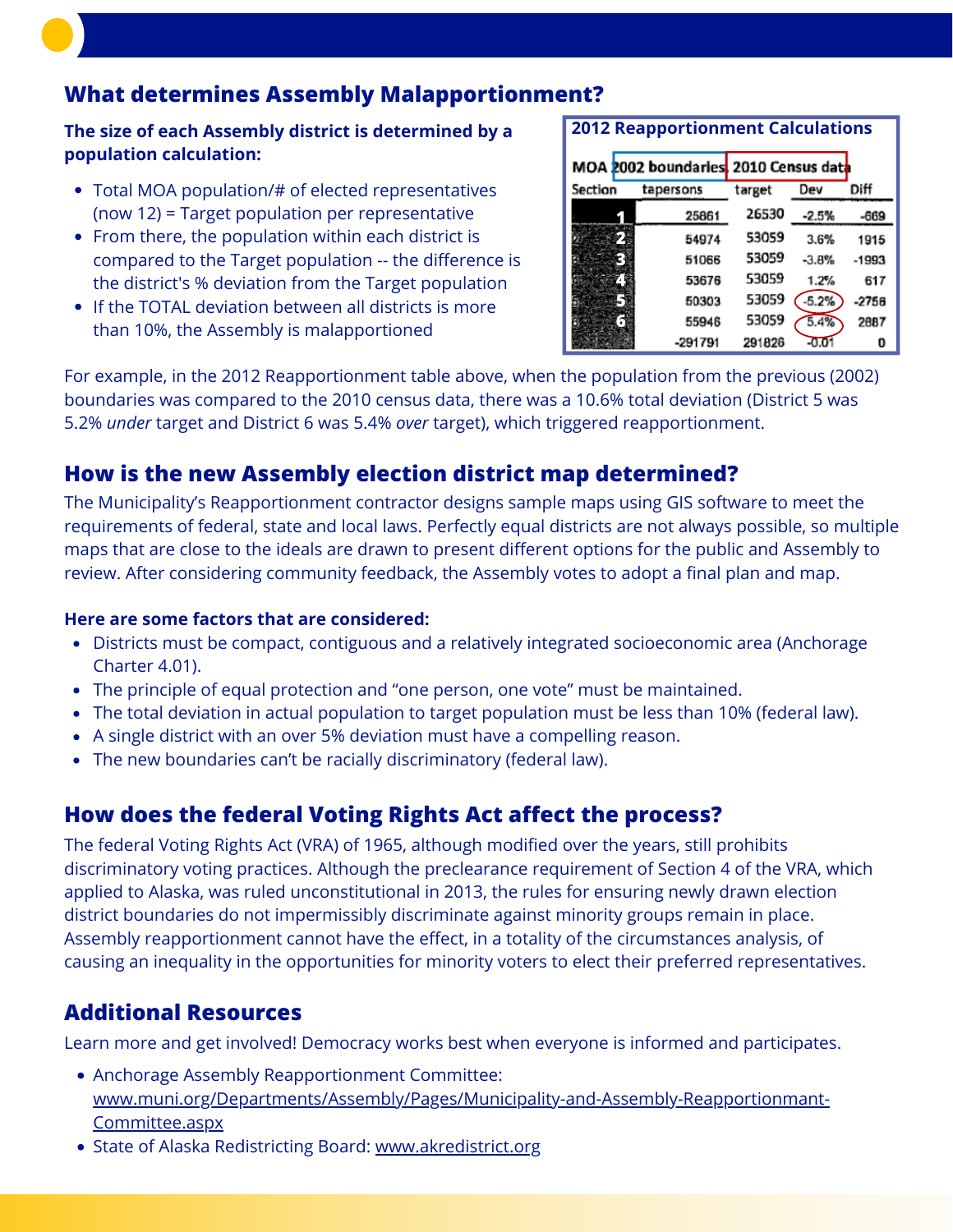## What determines Assembly Malapportionment?

**The size of each Assembly district is determined by a population calculation:**

- Total MOA population/# of elected representatives (now 12) = Target population per representative
- From there, the population within each district is compared to the Target population -- the difference is the district's % deviation from the Target population
- If the TOTAL deviation between all districts is more than 10%, the Assembly is malapportioned

**2012 Reapportionment Calculations**

MOA 2002 boundaries, 2010 Census data

| Section | tapersons | target | Dev | Diff |
|---|---|---|---|---|
| 1 | 25861 | 26530 | -2.5% | -669 |
| 2 | 54974 | 53059 | 3.6% | 1915 |
| 3 | 51066 | 53059 | -3.8% | -1993 |
| 4 | 53676 | 53059 | 1.2% | 617 |
| 5 | 50303 | 53059 | -5.2% | -2756 |
| 6 | 55946 | 53059 | 5.4% | 2887 |
| | -291791 | 291826 | -0.01 | 0 |

For example, in the 2012 Reapportionment table above, when the population from the previous (2002) boundaries was compared to the 2010 census data, there was a 10.6% total deviation (District 5 was 5.2% *under* target and District 6 was 5.4% *over* target), which triggered reapportionment.

## How is the new Assembly election district map determined?

The Municipality's Reapportionment contractor designs sample maps using GIS software to meet the requirements of federal, state and local laws. Perfectly equal districts are not always possible, so multiple maps that are close to the ideals are drawn to present different options for the public and Assembly to review. After considering community feedback, the Assembly votes to adopt a final plan and map.

**Here are some factors that are considered:**

- Districts must be compact, contiguous and a relatively integrated socioeconomic area (Anchorage Charter 4.01).
- The principle of equal protection and "one person, one vote" must be maintained.
- The total deviation in actual population to target population must be less than 10% (federal law).
- A single district with an over 5% deviation must have a compelling reason.
- The new boundaries can't be racially discriminatory (federal law).

## How does the federal Voting Rights Act affect the process?

The federal Voting Rights Act (VRA) of 1965, although modified over the years, still prohibits discriminatory voting practices. Although the preclearance requirement of Section 4 of the VRA, which applied to Alaska, was ruled unconstitutional in 2013, the rules for ensuring newly drawn election district boundaries do not impermissibly discriminate against minority groups remain in place. Assembly reapportionment cannot have the effect, in a totality of the circumstances analysis, of causing an inequality in the opportunities for minority voters to elect their preferred representatives.

## Additional Resources

Learn more and get involved! Democracy works best when everyone is informed and participates.

- Anchorage Assembly Reapportionment Committee: www.muni.org/Departments/Assembly/Pages/Municipality-and-Assembly-Reapportionmant-Committee.aspx
- State of Alaska Redistricting Board: www.akredistrict.org